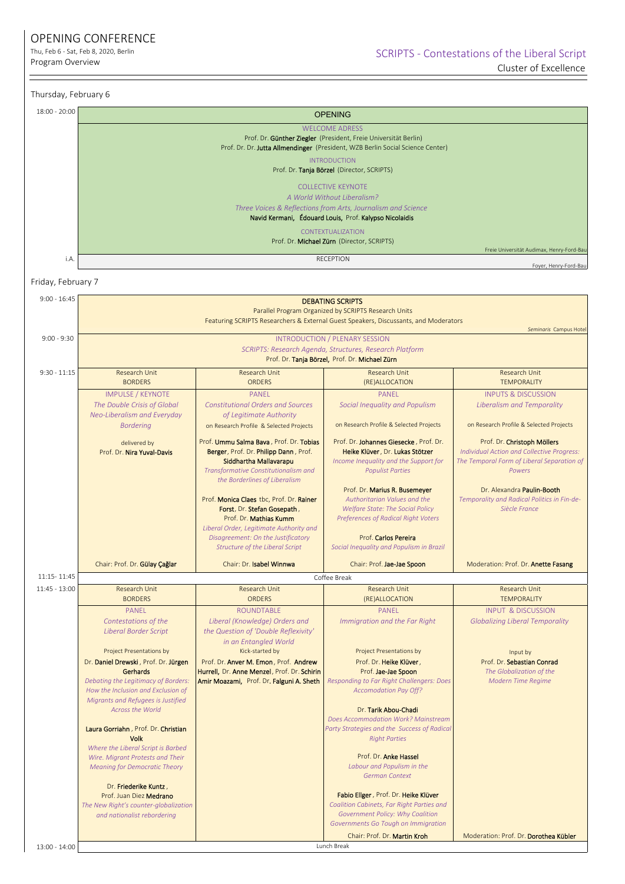# OPENING CONFERENCE

Thu, Feb 6 - Sat, Feb 8, 2020, Berlin

Program Overview

SCRIPTS - Contestations of the Liberal Script

Cluster of Excellence

## Thursday, February 6

**18:00 - 20:00**

**OPENING**

WELCOME ADRESS

Prof. Dr. **Günther Ziegler** (President, Freie Universität Berlin)

Prof. Dr. Dr. **Jutta Allmendinger** (President, WZB Berlin Social Science Center)

INTRODUCTION

Prof. Dr. **Tanja Börzel** (Director, SCRIPTS)

COLLECTIVE KEYNOTE

*A World Without Liberalism?*

*Three Voices & Reflections from Arts, Journalism and Science*

**Navid Kermani**, **Édouard Louis**, Prof. **Kalypso Nicolaidis**

CONTEXTUALIZATION

Prof. Dr. **Michael Zürn** (Director, SCRIPTS)

Freie Universität Audimax, Henry-Ford-Bau

**i.A.**

RECEPTION

Foyer, Henry-Ford-Bau

## Friday, February 7

**9:00 - 16:45**

**DEBATING SCRIPTS**

Parallel Program Organized by SCRIPTS Research Units

Featuring SCRIPTS Researchers & External Guest Speakers, Discussants, and Moderators

*Seminaris* Campus Hotel

**9:00 - 9:30**

INTRODUCTION / PLENARY SESSION

*SCRIPTS: Research Agenda, Structures, Research Platform*

Prof. Dr. **Tanja Börzel**, Prof. Dr. **Michael Zürn**

**9:30 - 11:15**

| Research Unit BORDERS | Research Unit ORDERS | Research Unit (RE)ALLOCATION | Research Unit TEMPORALITY |
|---|---|---|---|
| IMPULSE / KEYNOTE<br>*The Double Crisis of Global Neo-Liberalism and Everyday Bordering*<br><br>delivered by<br>Prof. Dr. **Nira Yuval-Davis** | PANEL<br>*Constitutional Orders and Sources of Legitimate Authority*<br>on Research Profile & Selected Projects<br><br>Prof. **Ummu Salma Bava**, Prof. Dr. **Tobias Berger**, Prof. Dr. **Philipp Dann**, Prof. **Siddhartha Mallavarapu**<br>*Transformative Constitutionalism and the Borderlines of Liberalism*<br><br>Prof. **Monica Claes** tbc, Prof. Dr. **Rainer Forst**, Dr. **Stefan Gosepath**, Prof. Dr. **Mathias Kumm**<br>*Liberal Order, Legitimate Authority and Disagreement: On the Justificatory Structure of the Liberal Script* | PANEL<br>*Social Inequality and Populism*<br>on Research Profile & Selected Projects<br><br>Prof. Dr. **Johannes Giesecke**, Prof. Dr. **Heike Klüver**, Dr. **Lukas Stötzer**<br>*Income Inequality and the Support for Populist Parties*<br><br>Prof. Dr. **Marius R. Busemeyer**<br>*Authoritarian Values and the Welfare State: The Social Policy Preferences of Radical Right Voters*<br><br>Prof. **Carlos Pereira**<br>*Social Inequality and Populism in Brazil* | INPUTS & DISCUSSION<br>*Liberalism and Temporality*<br>on Research Profile & Selected Projects<br><br>Prof. Dr. **Christoph Möllers**<br>*Individual Action and Collective Progress: The Temporal Form of Liberal Separation of Powers*<br><br>Dr. Alexandra **Paulin-Booth**<br>*Temporality and Radical Politics in Fin-de-Siècle France* |
| Chair: Prof. Dr. **Gülay Çağlar** | Chair: Dr. **Isabel Winnwa** | Chair: Prof. **Jae-Jae Spoon** | Moderation: Prof. Dr. **Anette Fasang** |

**11:15- 11:45**

Coffee Break

**11:45 - 13:00**

| Research Unit BORDERS | Research Unit ORDERS | Research Unit (RE)ALLOCATION | Research Unit TEMPORALITY |
|---|---|---|---|
| PANEL<br>*Contestations of the Liberal Border Script*<br><br>Project Presentations by<br>Dr. **Daniel Drewski**, Prof. Dr. **Jürgen Gerhards**<br>*Debating the Legitimacy of Borders: How the Inclusion and Exclusion of Migrants and Refugees is Justified Across the World*<br><br>**Laura Gorriahn**, Prof. Dr. **Christian Volk**<br>*Where the Liberal Script is Barbed Wire. Migrant Protests and Their Meaning for Democratic Theory*<br><br>Dr. **Friederike Kuntz**, Prof. Juan Diez **Medrano**<br>*The New Right's counter-globalization and nationalist rebordering* | ROUNDTABLE<br>*Liberal (Knowledge) Orders and the Question of 'Double Reflexivity' in an Entangled World*<br><br>Kick-started by<br>Prof. Dr. **Anver M. Emon**, Prof. **Andrew Hurrell**, Dr. **Anne Menzel**, Prof. Dr. **Schirin Amir Moazami**, Prof. Dr. **Falguni A. Sheth** | PANEL<br>*Immigration and the Far Right*<br><br>Project Presentations by<br>Prof. Dr. **Heike Klüver**, Prof. **Jae-Jae Spoon**<br>*Responding to Far Right Challengers: Does Accomodation Pay Off?*<br><br>Dr. **Tarik Abou-Chadi**<br>*Does Accommodation Work? Mainstream Party Strategies and the Success of Radical Right Parties*<br><br>Prof. Dr. **Anke Hassel**<br>*Labour and Populism in the German Context*<br><br>**Fabio Ellger**, Prof. Dr. **Heike Klüver**<br>*Coalition Cabinets, Far Right Parties and Government Policy: Why Coalition Governments Go Tough on Immigration* | INPUT & DISCUSSION<br>*Globalizing Liberal Temporality*<br><br>Input by<br>Prof. Dr. **Sebastian Conrad**<br>*The Globalization of the Modern Time Regime* |
| | | Chair: Prof. Dr. **Martin Kroh** | Moderation: Prof. Dr. **Dorothea Kübler** |

**13:00 - 14:00**

Lunch Break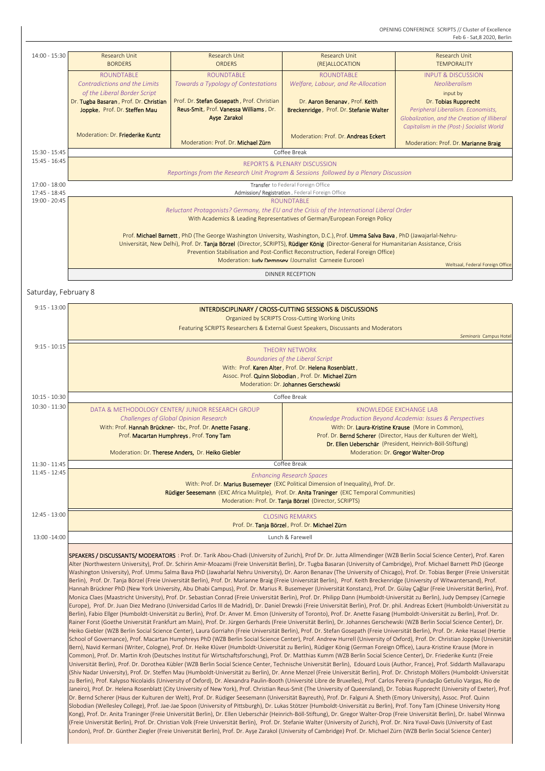| | Research Unit BORDERS | Research Unit ORDERS | Research Unit (RE)ALLOCATION | Research Unit TEMPORALITY |
|---|---|---|---|---|
| 14:00 - 15:30 | ROUNDTABLE<br>*Contradictions and the Limits of the Liberal Border Script*<br>Dr. **Tugba Basaran**, Prof. Dr. **Christian Joppke**, Prof. Dr. **Steffen Mau**<br>Moderation: Dr. **Friederike Kuntz** | ROUNDTABLE<br>*Towards a Typology of Contestations*<br>Prof. Dr. **Stefan Gosepath**, Prof. **Christian Reus-Smit**, Prof. **Vanessa Williams**, Dr. **Ayşe Zarakol**<br>Moderation: Prof. Dr. **Michael Zürn** | ROUNDTABLE<br>*Welfare, Labour, and Re-Allocation*<br>Dr. **Aaron Benanav**, Prof. **Keith Breckenridge**, Prof. Dr. **Stefanie Walter**<br>Moderation: Prof. Dr. **Andreas Eckert** | INPUT & DISCUSSION<br>*Neoliberalism*<br>input by<br>Dr. **Tobias Rupprecht**<br>*Peripheral Liberalism. Economists, Globalization, and the Creation of Illiberal Capitalism in the (Post-) Socialist World*<br>Moderation: Prof. Dr. **Marianne Braig** |
| 15:30 - 15:45 | Coffee Break | | | |
| 15:45 - 16:45 | REPORTS & PLENARY DISCUSSION<br>*Reportings from the Research Unit Program & Sessions followed by a Plenary Discussion* | | | |
| 17:00 - 18:00 | Transfer to Federal Foreign Office | | | |
| 17:45 - 18:45 | Admission/ Registration, Federal Foreign Office | | | |
| 19:00 - 20:45 | ROUNDTABLE<br>*Reluctant Protagonists? Germany, the EU and the Crisis of the International Liberal Order*<br>With Academics & Leading Representatives of German/European Foreign Policy<br>Prof. **Michael Barnett**, PhD (The George Washington University, Washington, D.C.), Prof. **Umma Salva Bava**, PhD (Jawajarlal-Nehru-Universität, New Delhi), Prof. Dr. **Tanja Börzel** (Director, SCRIPTS), **Rüdiger König** (Director-General for Humanitarian Assistance, Crisis Prevention Stabilisation and Post-Conflict Reconstruction, Federal Foreign Office)<br>Moderation: **Judy Dempsey** (Journalist, Carnegie Europe)<br>Weltsaal, Federal Foreign Office | | | |
| | DINNER RECEPTION | | | |

## Saturday, February 8

| | | |
|---|---|---|
| 9:15 - 13:00 | **INTERDISCIPLINARY / CROSS-CUTTING SESSIONS & DISCUSSIONS**<br>Organized by SCRIPTS Cross-Cutting Working Units<br>Featuring SCRIPTS Researchers & External Guest Speakers, Discussants and Moderators<br>*Seminaris* Campus Hotel | |
| 9:15 - 10:15 | THEORY NETWORK<br>*Boundaries of the Liberal Script*<br>With: Prof. **Karen Alter**, Prof. Dr. **Helena Rosenblatt**, Assoc. Prof. **Quinn Slobodian**, Prof. Dr. **Michael Zürn**<br>Moderation: Dr. **Johannes Gerschewski** | |
| 10:15 - 10:30 | Coffee Break | |
| 10:30 - 11:30 | DATA & METHODOLOGY CENTER/ JUNIOR RESEARCH GROUP<br>*Challenges of Global Opinion Research*<br>With: Prof. **Hannah Brückner**- tbc, Prof. Dr. **Anette Fasang**, Prof. **Macartan Humphreys**, Prof. **Tony Tam**<br>Moderation: Dr. **Therese Anders**, Dr. **Heiko Giebler** | KNOWLEDGE EXCHANGE LAB<br>*Knowledge Production Beyond Academia: Issues & Perspectives*<br>With: Dr. **Laura-Kristine Krause** (More in Common), Prof. Dr. **Bernd Scherer** (Director, Haus der Kulturen der Welt), **Dr. Ellen Ueberschär** (President, Heinrich-Böll-Stiftung)<br>Moderation: Dr. **Gregor Walter-Drop** |
| 11:30 - 11:45 | Coffee Break | |
| 11:45 - 12:45 | *Enhancing Research Spaces*<br>With: Prof. Dr. **Marius Busemeyer** (EXC Political Dimension of Inequality), Prof. Dr. **Rüdiger Seesemann** (EXC Africa Mulitple), Prof. Dr. **Anita Traninger** (EXC Temporal Communities)<br>Moderation: Prof. Dr. **Tanja Börzel** (Director, SCRIPTS) | |
| 12:45 - 13:00 | CLOSING REMARKS<br>Prof. Dr. **Tanja Börzel**, Prof. Dr. **Michael Zürn** | |
| 13:00 -14:00 | Lunch & Farewell | |

**SPEAKERS / DISCUSSANTS/ MODERATORS** : Prof. Dr. Tarik Abou-Chadi (University of Zurich), Prof Dr. Dr. Jutta Allmendinger (WZB Berlin Social Science Center), Prof. Karen Alter (Northwestern University), Prof. Dr. Schirin Amir-Moazami (Freie Universität Berlin), Dr. Tugba Basaran (University of Cambridge), Prof. Michael Barnett PhD (George Washington University), Prof. Ummu Salma Bava PhD (Jawaharlal Nehru University), Dr. Aaron Benanav (The University of Chicago), Prof. Dr. Tobias Berger (Freie Universität Berlin), Prof. Dr. Tanja Börzel (Freie Universität Berlin), Prof. Dr. Marianne Braig (Freie Universität Berlin), Prof. Keith Breckenridge (University of Witwatersand), Prof. Hannah Brückner PhD (New York University, Abu Dhabi Campus), Prof. Dr. Marius R. Busemeyer (Universität Konstanz), Prof. Dr. Gülay Çağlar (Freie Universität Berlin), Prof. Monica Claes (Maastricht University), Prof. Dr. Sebastian Conrad (Freie Universität Berlin), Prof. Dr. Philipp Dann (Humboldt-Universität zu Berlin), Judy Dempsey (Carnegie Europe), Prof. Dr. Juan Diez Medrano (Universidad Carlos III de Madrid), Dr. Daniel Drewski (Freie Universität Berlin), Prof. Dr. phil. Andreas Eckert (Humboldt-Universität zu Berlin), Fabio Ellger (Humboldt-Universität zu Berlin), Prof. Dr. Anver M. Emon (University of Toronto), Prof. Dr. Anette Fasang (Humboldt-Universität zu Berlin), Prof. Dr. Rainer Forst (Goethe Universität Frankfurt am Main), Prof. Dr. Jürgen Gerhards (Freie Universität Berlin), Dr. Johannes Gerschewski (WZB Berlin Social Science Center), Dr. Heiko Giebler (WZB Berlin Social Science Center), Laura Gorriahn (Freie Universität Berlin), Prof. Dr. Stefan Gosepath (Freie Universität Berlin), Prof. Dr. Anke Hassel (Hertie School of Governance), Prof. Macartan Humphreys PhD (WZB Berlin Social Science Center), Prof. Andrew Hurrell (University of Oxford), Prof. Dr. Christian Joppke (Universität Bern), Navid Kermani (Writer, Cologne), Prof. Dr. Heike Klüver (Humboldt-Universität zu Berlin), Rüdiger König (German Foreign Office), Laura-Kristine Krause (More in Common), Prof. Dr. Martin Kroh (Deutsches Institut für Wirtschaftsforschung), Prof. Dr. Matthias Kumm (WZB Berlin Social Science Center), Dr. Friederike Kuntz (Freie Universität Berlin), Prof. Dr. Dorothea Kübler (WZB Berlin Social Science Center, Technische Universität Berlin), Edouard Louis (Author, France), Prof. Siddarth Mallavarapu (Shiv Nadar University), Prof. Dr. Steffen Mau (Humboldt-Universität zu Berlin), Dr. Anne Menzel (Freie Universität Berlin), Prof. Dr. Christoph Möllers (Humboldt-Universität zu Berlin), Prof. Kalypso Nicolaidis (University of Oxford), Dr. Alexandra Paulin-Booth (Université Libre de Bruxelles), Prof. Carlos Pereira (Fundação Getulio Vargas, Rio de Janeiro), Prof. Dr. Helena Rosenblatt (City University of New York), Prof. Christian Reus-Smit (The University of Queensland), Dr. Tobias Rupprecht (University of Exeter), Prof. Dr. Bernd Scherer (Haus der Kulturen der Welt), Prof. Dr. Rüdiger Seesemann (Universität Bayreuth), Prof. Dr. Falguni A. Sheth (Emory University), Assoc. Prof. Quinn Slobodian (Wellesley College), Prof. Jae-Jae Spoon (University of Pittsburgh), Dr. Lukas Stötzer (Humboldt-Universität zu Berlin), Prof. Tony Tam (Chinese University Hong Kong), Prof. Dr. Anita Traninger (Freie Universität Berlin), Dr. Ellen Ueberschär (Heinrich-Böll-Stiftung), Dr. Gregor Walter-Drop (Freie Universität Berlin), Dr. Isabel Winnwa (Freie Universität Berlin), Prof. Dr. Christian Volk (Freie Universität Berlin), Prof. Dr. Stefanie Walter (University of Zurich), Prof. Dr. Nira Yuval-Davis (University of East London), Prof. Dr. Günther Ziegler (Freie Universität Berlin), Prof. Dr. Ayşe Zarakol (University of Cambridge) Prof. Dr. Michael Zürn (WZB Berlin Social Science Center)